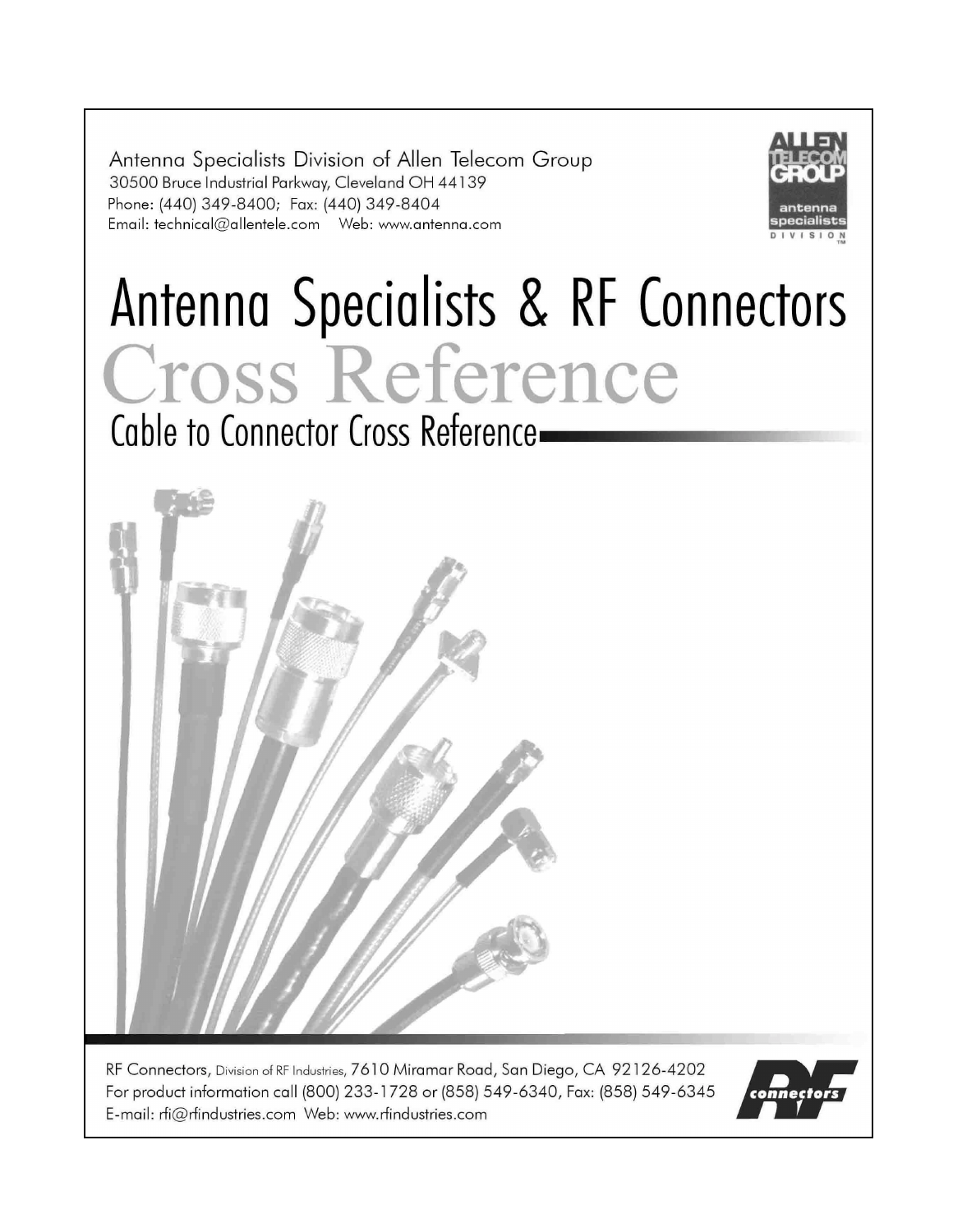Antenna Specialists Division of Allen Telecom Group
30500 Bruce Industrial Parkway, Cleveland OH 44139
Phone: (440) 349-8400; Fax: (440) 349-8404
Email: technical@allentele.com Web: www.antenna.com

# Antenna Specialists & RF Connectors

# Cross Reference

## Cable to Connector Cross Reference

RF Connectors, Division of RF Industries, 7610 Miramar Road, San Diego, CA 92126-4202
For product information call (800) 233-1728 or (858) 549-6340, Fax: (858) 549-6345
E-mail: rfi@rfindustries.com Web: www.rfindustries.com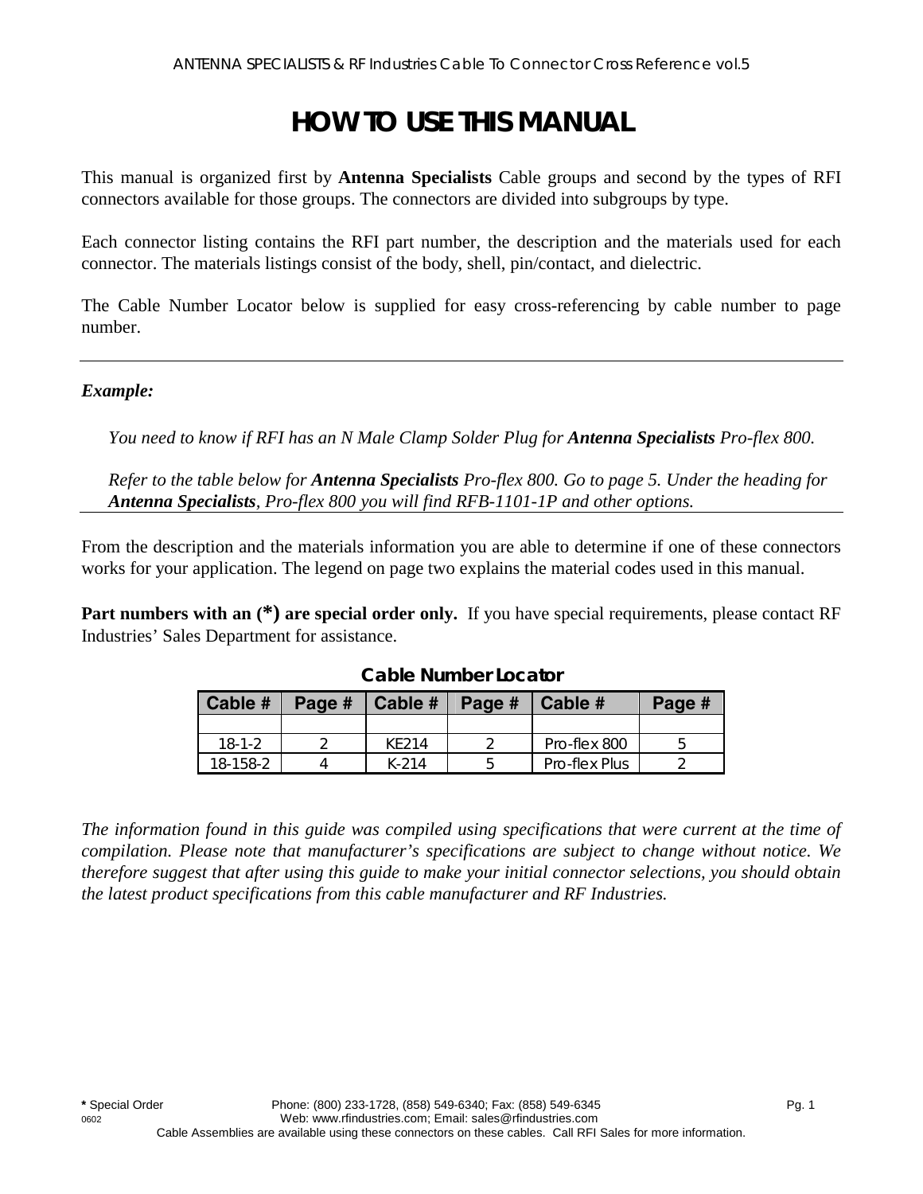# HOW TO USE THIS MANUAL

This manual is organized first by **Antenna Specialists** Cable groups and second by the types of RFI connectors available for those groups. The connectors are divided into subgroups by type.

Each connector listing contains the RFI part number, the description and the materials used for each connector. The materials listings consist of the body, shell, pin/contact, and dielectric.

The Cable Number Locator below is supplied for easy cross-referencing by cable number to page number.

---

***Example:***

*You need to know if RFI has an N Male Clamp Solder Plug for **Antenna Specialists** Pro-flex 800.*

*Refer to the table below for **Antenna Specialists** Pro-flex 800. Go to page 5. Under the heading for **Antenna Specialists**, Pro-flex 800 you will find RFB-1101-1P and other options.*

---

From the description and the materials information you are able to determine if one of these connectors works for your application. The legend on page two explains the material codes used in this manual.

**Part numbers with an (*) are special order only.** If you have special requirements, please contact RF Industries' Sales Department for assistance.

**Cable Number Locator**

| Cable # | Page # | Cable # | Page # | Cable # | Page # |
|---|---|---|---|---|---|
| | | | | | |
| 18-1-2 | 2 | KE214 | 2 | Pro-flex 800 | 5 |
| 18-158-2 | 4 | K-214 | 5 | Pro-flex Plus | 2 |

*The information found in this guide was compiled using specifications that were current at the time of compilation. Please note that manufacturer's specifications are subject to change without notice. We therefore suggest that after using this guide to make your initial connector selections, you should obtain the latest product specifications from this cable manufacturer and RF Industries.*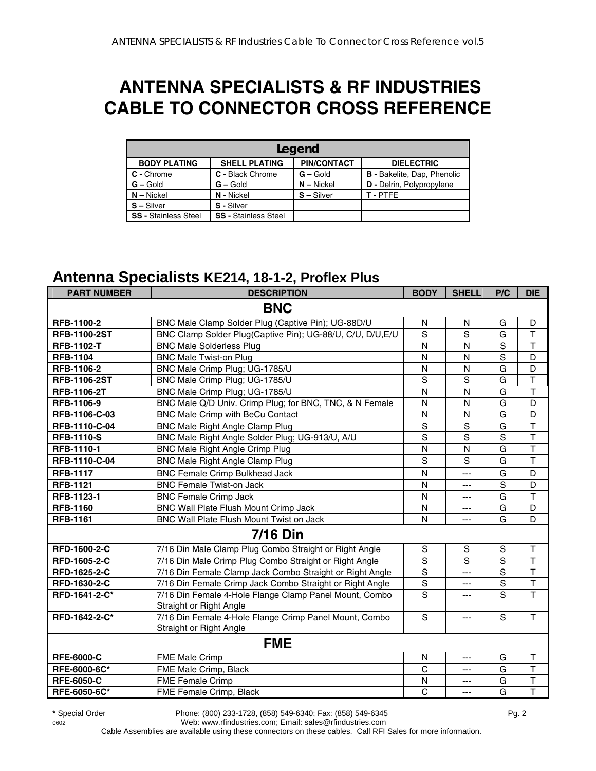# ANTENNA SPECIALISTS & RF INDUSTRIES CABLE TO CONNECTOR CROSS REFERENCE

| Legend | | | |
|---|---|---|---|
| **BODY PLATING** | **SHELL PLATING** | **PIN/CONTACT** | **DIELECTRIC** |
| **C -** Chrome | **C -** Black Chrome | **G –** Gold | **B -** Bakelite, Dap, Phenolic |
| **G –** Gold | **G –** Gold | **N –** Nickel | **D -** Delrin, Polypropylene |
| **N –** Nickel | **N -** Nickel | **S –** Silver | **T -** PTFE |
| **S –** Silver | **S -** Silver | | |
| **SS -** Stainless Steel | **SS -** Stainless Steel | | |

## Antenna Specialists KE214, 18-1-2, Proflex Plus

| PART NUMBER | DESCRIPTION | BODY | SHELL | P/C | DIE |
|---|---|---|---|---|---|
| **BNC** | | | | | |
| **RFB-1100-2** | BNC Male Clamp Solder Plug (Captive Pin); UG-88D/U | N | N | G | D |
| **RFB-1100-2ST** | BNC Clamp Solder Plug(Captive Pin); UG-88/U, C/U, D/U,E/U | S | S | G | T |
| **RFB-1102-T** | BNC Male Solderless Plug | N | N | S | T |
| **RFB-1104** | BNC Male Twist-on Plug | N | N | S | D |
| **RFB-1106-2** | BNC Male Crimp Plug; UG-1785/U | N | N | G | D |
| **RFB-1106-2ST** | BNC Male Crimp Plug; UG-1785/U | S | S | G | T |
| **RFB-1106-2T** | BNC Male Crimp Plug; UG-1785/U | N | N | G | T |
| **RFB-1106-9** | BNC Male Q/D Univ. Crimp Plug; for BNC, TNC, & N Female | N | N | G | D |
| **RFB-1106-C-03** | BNC Male Crimp with BeCu Contact | N | N | G | D |
| **RFB-1110-C-04** | BNC Male Right Angle Clamp Plug | S | S | G | T |
| **RFB-1110-S** | BNC Male Right Angle Solder Plug; UG-913/U, A/U | S | S | S | T |
| **RFB-1110-1** | BNC Male Right Angle Crimp Plug | N | N | G | T |
| **RFB-1110-C-04** | BNC Male Right Angle Clamp Plug | S | S | G | T |
| **RFB-1117** | BNC Female Crimp Bulkhead Jack | N | --- | G | D |
| **RFB-1121** | BNC Female Twist-on Jack | N | --- | S | D |
| **RFB-1123-1** | BNC Female Crimp Jack | N | --- | G | T |
| **RFB-1160** | BNC Wall Plate Flush Mount Crimp Jack | N | --- | G | D |
| **RFB-1161** | BNC Wall Plate Flush Mount Twist on Jack | N | --- | G | D |
| **7/16 Din** | | | | | |
| **RFD-1600-2-C** | 7/16 Din Male Clamp Plug Combo Straight or Right Angle | S | S | S | T |
| **RFD-1605-2-C** | 7/16 Din Male Crimp Plug Combo Straight or Right Angle | S | S | S | T |
| **RFD-1625-2-C** | 7/16 Din Female Clamp Jack Combo Straight or Right Angle | S | --- | S | T |
| **RFD-1630-2-C** | 7/16 Din Female Crimp Jack Combo Straight or Right Angle | S | --- | S | T |
| **RFD-1641-2-C*** | 7/16 Din Female 4-Hole Flange Clamp Panel Mount, Combo Straight or Right Angle | S | --- | S | T |
| **RFD-1642-2-C*** | 7/16 Din Female 4-Hole Flange Crimp Panel Mount, Combo Straight or Right Angle | S | --- | S | T |
| **FME** | | | | | |
| **RFE-6000-C** | FME Male Crimp | N | --- | G | T |
| **RFE-6000-6C*** | FME Male Crimp, Black | C | --- | G | T |
| **RFE-6050-C** | FME Female Crimp | N | --- | G | T |
| **RFE-6050-6C*** | FME Female Crimp, Black | C | --- | G | T |

**\*** Special Order  Phone: (800) 233-1728, (858) 549-6340; Fax: (858) 549-6345  
0602  Web: www.rfindustries.com; Email: sales@rfindustries.com  
Cable Assemblies are available using these connectors on these cables. Call RFI Sales for more information.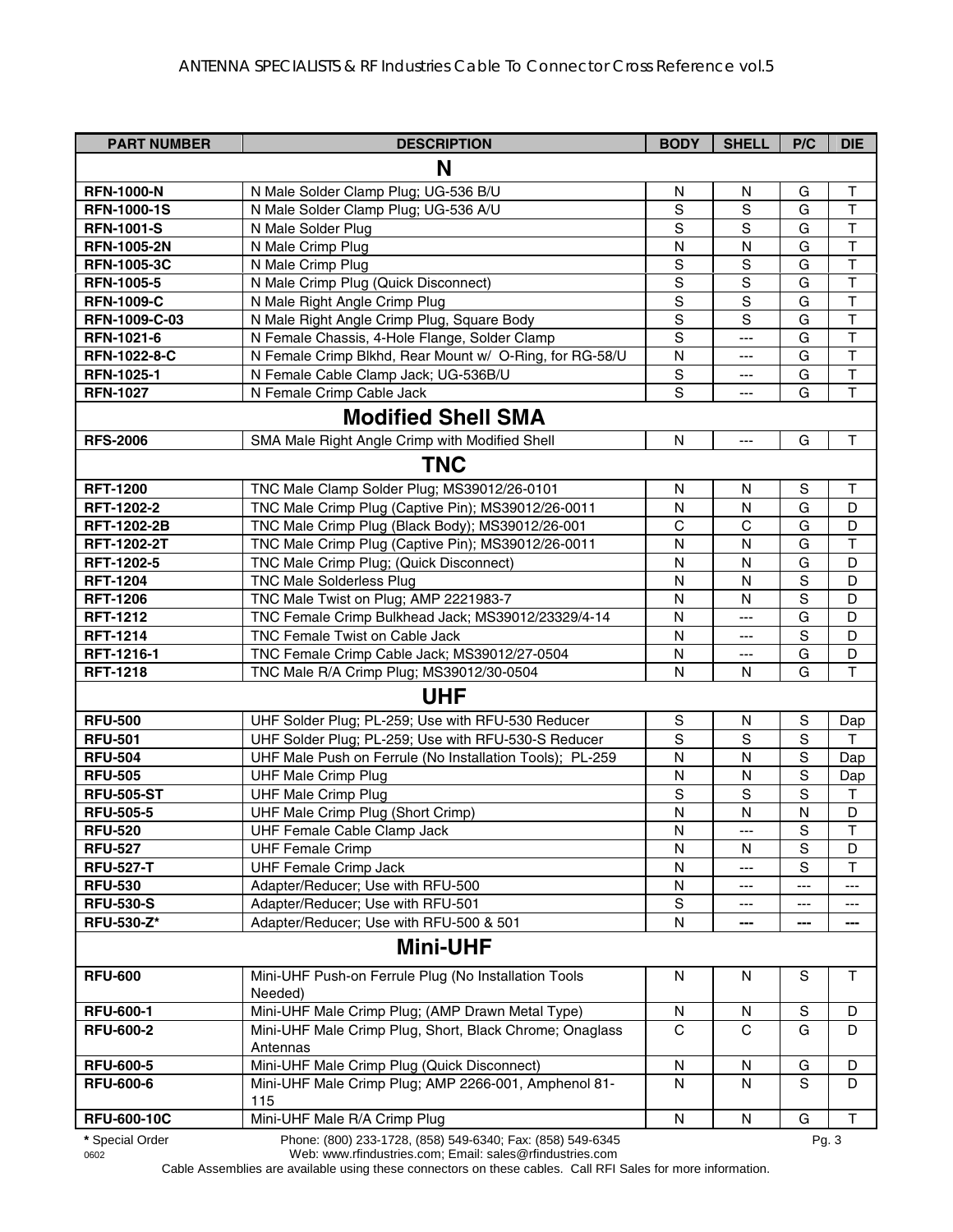| PART NUMBER | DESCRIPTION | BODY | SHELL | P/C | DIE |
|---|---|---|---|---|---|
| **N** | | | | | |
| **RFN-1000-N** | N Male Solder Clamp Plug; UG-536 B/U | N | N | G | T |
| **RFN-1000-1S** | N Male Solder Clamp Plug; UG-536 A/U | S | S | G | T |
| **RFN-1001-S** | N Male Solder Plug | S | S | G | T |
| **RFN-1005-2N** | N Male Crimp Plug | N | N | G | T |
| **RFN-1005-3C** | N Male Crimp Plug | S | S | G | T |
| **RFN-1005-5** | N Male Crimp Plug (Quick Disconnect) | S | S | G | T |
| **RFN-1009-C** | N Male Right Angle Crimp Plug | S | S | G | T |
| **RFN-1009-C-03** | N Male Right Angle Crimp Plug, Square Body | S | S | G | T |
| **RFN-1021-6** | N Female Chassis, 4-Hole Flange, Solder Clamp | S | --- | G | T |
| **RFN-1022-8-C** | N Female Crimp Blkhd, Rear Mount w/ O-Ring, for RG-58/U | N | --- | G | T |
| **RFN-1025-1** | N Female Cable Clamp Jack; UG-536B/U | S | --- | G | T |
| **RFN-1027** | N Female Crimp Cable Jack | S | --- | G | T |
| **Modified Shell SMA** | | | | | |
| **RFS-2006** | SMA Male Right Angle Crimp with Modified Shell | N | --- | G | T |
| **TNC** | | | | | |
| **RFT-1200** | TNC Male Clamp Solder Plug; MS39012/26-0101 | N | N | S | T |
| **RFT-1202-2** | TNC Male Crimp Plug (Captive Pin); MS39012/26-0011 | N | N | G | D |
| **RFT-1202-2B** | TNC Male Crimp Plug (Black Body); MS39012/26-001 | C | C | G | D |
| **RFT-1202-2T** | TNC Male Crimp Plug (Captive Pin); MS39012/26-0011 | N | N | G | T |
| **RFT-1202-5** | TNC Male Crimp Plug; (Quick Disconnect) | N | N | G | D |
| **RFT-1204** | TNC Male Solderless Plug | N | N | S | D |
| **RFT-1206** | TNC Male Twist on Plug; AMP 2221983-7 | N | N | S | D |
| **RFT-1212** | TNC Female Crimp Bulkhead Jack; MS39012/23329/4-14 | N | --- | G | D |
| **RFT-1214** | TNC Female Twist on Cable Jack | N | --- | S | D |
| **RFT-1216-1** | TNC Female Crimp Cable Jack; MS39012/27-0504 | N | --- | G | D |
| **RFT-1218** | TNC Male R/A Crimp Plug; MS39012/30-0504 | N | N | G | T |
| **UHF** | | | | | |
| **RFU-500** | UHF Solder Plug; PL-259; Use with RFU-530 Reducer | S | N | S | Dap |
| **RFU-501** | UHF Solder Plug; PL-259; Use with RFU-530-S Reducer | S | S | S | T |
| **RFU-504** | UHF Male Push on Ferrule (No Installation Tools); PL-259 | N | N | S | Dap |
| **RFU-505** | UHF Male Crimp Plug | N | N | S | Dap |
| **RFU-505-ST** | UHF Male Crimp Plug | S | S | S | T |
| **RFU-505-5** | UHF Male Crimp Plug (Short Crimp) | N | N | N | D |
| **RFU-520** | UHF Female Cable Clamp Jack | N | --- | S | T |
| **RFU-527** | UHF Female Crimp | N | N | S | D |
| **RFU-527-T** | UHF Female Crimp Jack | N | --- | S | T |
| **RFU-530** | Adapter/Reducer; Use with RFU-500 | N | --- | --- | --- |
| **RFU-530-S** | Adapter/Reducer; Use with RFU-501 | S | --- | --- | --- |
| **RFU-530-Z*** | Adapter/Reducer; Use with RFU-500 & 501 | N | --- | --- | --- |
| **Mini-UHF** | | | | | |
| **RFU-600** | Mini-UHF Push-on Ferrule Plug (No Installation Tools Needed) | N | N | S | T |
| **RFU-600-1** | Mini-UHF Male Crimp Plug; (AMP Drawn Metal Type) | N | N | S | D |
| **RFU-600-2** | Mini-UHF Male Crimp Plug, Short, Black Chrome; Onaglass Antennas | C | C | G | D |
| **RFU-600-5** | Mini-UHF Male Crimp Plug (Quick Disconnect) | N | N | G | D |
| **RFU-600-6** | Mini-UHF Male Crimp Plug; AMP 2266-001, Amphenol 81-115 | N | N | S | D |
| **RFU-600-10C** | Mini-UHF Male R/A Crimp Plug | N | N | G | T |

**\*** Special Order

Cable Assemblies are available using these connectors on these cables. Call RFI Sales for more information.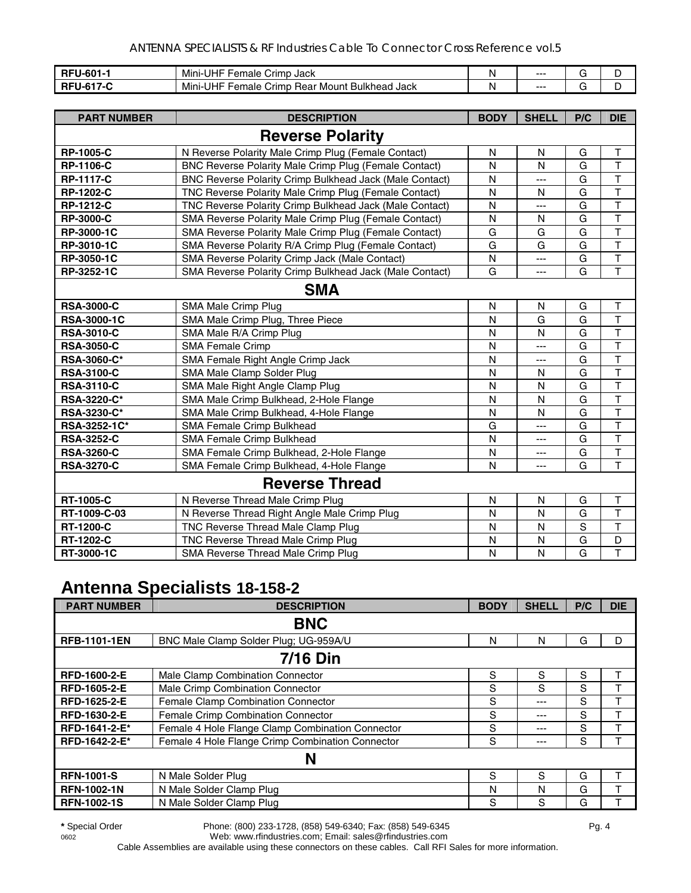| | | | | | |
|---|---|---|---|---|---|
| **RFU-601-1** | Mini-UHF Female Crimp Jack | N | --- | G | D |
| **RFU-617-C** | Mini-UHF Female Crimp Rear Mount Bulkhead Jack | N | --- | G | D |

| PART NUMBER | DESCRIPTION | BODY | SHELL | P/C | DIE |
|---|---|---|---|---|---|
| **Reverse Polarity** | | | | | |
| **RP-1005-C** | N Reverse Polarity Male Crimp Plug (Female Contact) | N | N | G | T |
| **RP-1106-C** | BNC Reverse Polarity Male Crimp Plug (Female Contact) | N | N | G | T |
| **RP-1117-C** | BNC Reverse Polarity Crimp Bulkhead Jack (Male Contact) | N | --- | G | T |
| **RP-1202-C** | TNC Reverse Polarity Male Crimp Plug (Female Contact) | N | N | G | T |
| **RP-1212-C** | TNC Reverse Polarity Crimp Bulkhead Jack (Male Contact) | N | --- | G | T |
| **RP-3000-C** | SMA Reverse Polarity Male Crimp Plug (Female Contact) | N | N | G | T |
| **RP-3000-1C** | SMA Reverse Polarity Male Crimp Plug (Female Contact) | G | G | G | T |
| **RP-3010-1C** | SMA Reverse Polarity R/A Crimp Plug (Female Contact) | G | G | G | T |
| **RP-3050-1C** | SMA Reverse Polarity Crimp Jack (Male Contact) | N | --- | G | T |
| **RP-3252-1C** | SMA Reverse Polarity Crimp Bulkhead Jack (Male Contact) | G | --- | G | T |
| **SMA** | | | | | |
| **RSA-3000-C** | SMA Male Crimp Plug | N | N | G | T |
| **RSA-3000-1C** | SMA Male Crimp Plug, Three Piece | N | G | G | T |
| **RSA-3010-C** | SMA Male R/A Crimp Plug | N | N | G | T |
| **RSA-3050-C** | SMA Female Crimp | N | --- | G | T |
| **RSA-3060-C*** | SMA Female Right Angle Crimp Jack | N | --- | G | T |
| **RSA-3100-C** | SMA Male Clamp Solder Plug | N | N | G | T |
| **RSA-3110-C** | SMA Male Right Angle Clamp Plug | N | N | G | T |
| **RSA-3220-C*** | SMA Male Crimp Bulkhead, 2-Hole Flange | N | N | G | T |
| **RSA-3230-C*** | SMA Male Crimp Bulkhead, 4-Hole Flange | N | N | G | T |
| **RSA-3252-1C*** | SMA Female Crimp Bulkhead | G | --- | G | T |
| **RSA-3252-C** | SMA Female Crimp Bulkhead | N | --- | G | T |
| **RSA-3260-C** | SMA Female Crimp Bulkhead, 2-Hole Flange | N | --- | G | T |
| **RSA-3270-C** | SMA Female Crimp Bulkhead, 4-Hole Flange | N | --- | G | T |
| **Reverse Thread** | | | | | |
| **RT-1005-C** | N Reverse Thread Male Crimp Plug | N | N | G | T |
| **RT-1009-C-03** | N Reverse Thread Right Angle Male Crimp Plug | N | N | G | T |
| **RT-1200-C** | TNC Reverse Thread Male Clamp Plug | N | N | S | T |
| **RT-1202-C** | TNC Reverse Thread Male Crimp Plug | N | N | G | D |
| **RT-3000-1C** | SMA Reverse Thread Male Crimp Plug | N | N | G | T |

## Antenna Specialists 18-158-2

| PART NUMBER | DESCRIPTION | BODY | SHELL | P/C | DIE |
|---|---|---|---|---|---|
| **BNC** | | | | | |
| **RFB-1101-1EN** | BNC Male Clamp Solder Plug; UG-959A/U | N | N | G | D |
| **7/16 Din** | | | | | |
| **RFD-1600-2-E** | Male Clamp Combination Connector | S | S | S | T |
| **RFD-1605-2-E** | Male Crimp Combination Connector | S | S | S | T |
| **RFD-1625-2-E** | Female Clamp Combination Connector | S | --- | S | T |
| **RFD-1630-2-E** | Female Crimp Combination Connector | S | --- | S | T |
| **RFD-1641-2-E*** | Female 4 Hole Flange Clamp Combination Connector | S | --- | S | T |
| **RFD-1642-2-E*** | Female 4 Hole Flange Crimp Combination Connector | S | --- | S | T |
| **N** | | | | | |
| **RFN-1001-S** | N Male Solder Plug | S | S | G | T |
| **RFN-1002-1N** | N Male Solder Clamp Plug | N | N | G | T |
| **RFN-1002-1S** | N Male Solder Clamp Plug | S | S | G | T |

**\*** Special Order

Phone: (800) 233-1728, (858) 549-6340; Fax: (858) 549-6345
Web: www.rfindustries.com; Email: sales@rfindustries.com

0602

Cable Assemblies are available using these connectors on these cables. Call RFI Sales for more information.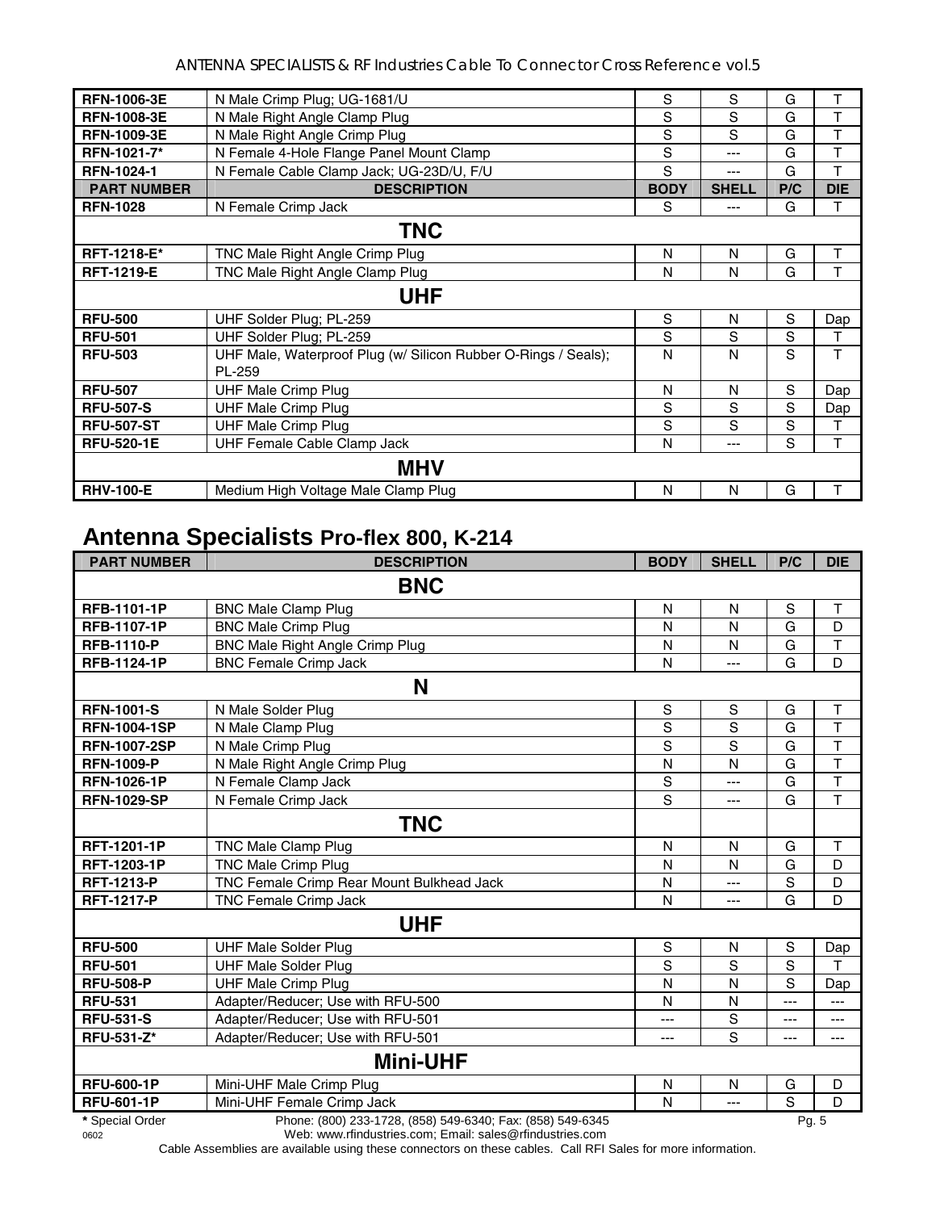| RFN-1006-3E | N Male Crimp Plug; UG-1681/U | S | S | G | T |
|---|---|---|---|---|---|
| **RFN-1008-3E** | N Male Right Angle Clamp Plug | S | S | G | T |
| **RFN-1009-3E** | N Male Right Angle Crimp Plug | S | S | G | T |
| **RFN-1021-7*** | N Female 4-Hole Flange Panel Mount Clamp | S | --- | G | T |
| **RFN-1024-1** | N Female Cable Clamp Jack; UG-23D/U, F/U | S | --- | G | T |
| **PART NUMBER** | **DESCRIPTION** | **BODY** | **SHELL** | **P/C** | **DIE** |
| **RFN-1028** | N Female Crimp Jack | S | --- | G | T |
| | **TNC** | | | | |
| **RFT-1218-E*** | TNC Male Right Angle Crimp Plug | N | N | G | T |
| **RFT-1219-E** | TNC Male Right Angle Clamp Plug | N | N | G | T |
| | **UHF** | | | | |
| **RFU-500** | UHF Solder Plug; PL-259 | S | N | S | Dap |
| **RFU-501** | UHF Solder Plug; PL-259 | S | S | S | T |
| **RFU-503** | UHF Male, Waterproof Plug (w/ Silicon Rubber O-Rings / Seals); PL-259 | N | N | S | T |
| **RFU-507** | UHF Male Crimp Plug | N | N | S | Dap |
| **RFU-507-S** | UHF Male Crimp Plug | S | S | S | Dap |
| **RFU-507-ST** | UHF Male Crimp Plug | S | S | S | T |
| **RFU-520-1E** | UHF Female Cable Clamp Jack | N | --- | S | T |
| | **MHV** | | | | |
| **RHV-100-E** | Medium High Voltage Male Clamp Plug | N | N | G | T |

## Antenna Specialists Pro-flex 800, K-214

| PART NUMBER | DESCRIPTION | BODY | SHELL | P/C | DIE |
|---|---|---|---|---|---|
| | **BNC** | | | | |
| **RFB-1101-1P** | BNC Male Clamp Plug | N | N | S | T |
| **RFB-1107-1P** | BNC Male Crimp Plug | N | N | G | D |
| **RFB-1110-P** | BNC Male Right Angle Crimp Plug | N | N | G | T |
| **RFB-1124-1P** | BNC Female Crimp Jack | N | --- | G | D |
| | **N** | | | | |
| **RFN-1001-S** | N Male Solder Plug | S | S | G | T |
| **RFN-1004-1SP** | N Male Clamp Plug | S | S | G | T |
| **RFN-1007-2SP** | N Male Crimp Plug | S | S | G | T |
| **RFN-1009-P** | N Male Right Angle Crimp Plug | N | N | G | T |
| **RFN-1026-1P** | N Female Clamp Jack | S | --- | G | T |
| **RFN-1029-SP** | N Female Crimp Jack | S | --- | G | T |
| | **TNC** | | | | |
| **RFT-1201-1P** | TNC Male Clamp Plug | N | N | G | T |
| **RFT-1203-1P** | TNC Male Crimp Plug | N | N | G | D |
| **RFT-1213-P** | TNC Female Crimp Rear Mount Bulkhead Jack | N | --- | S | D |
| **RFT-1217-P** | TNC Female Crimp Jack | N | --- | G | D |
| | **UHF** | | | | |
| **RFU-500** | UHF Male Solder Plug | S | N | S | Dap |
| **RFU-501** | UHF Male Solder Plug | S | S | S | T |
| **RFU-508-P** | UHF Male Crimp Plug | N | N | S | Dap |
| **RFU-531** | Adapter/Reducer; Use with RFU-500 | N | N | --- | --- |
| **RFU-531-S** | Adapter/Reducer; Use with RFU-501 | --- | S | --- | --- |
| **RFU-531-Z*** | Adapter/Reducer; Use with RFU-501 | --- | S | --- | --- |
| | **Mini-UHF** | | | | |
| **RFU-600-1P** | Mini-UHF Male Crimp Plug | N | N | G | D |
| **RFU-601-1P** | Mini-UHF Female Crimp Jack | N | --- | S | D |

**\*** Special Order

Phone: (800) 233-1728, (858) 549-6340; Fax: (858) 549-6345
Web: www.rfindustries.com; Email: sales@rfindustries.com

Cable Assemblies are available using these connectors on these cables. Call RFI Sales for more information.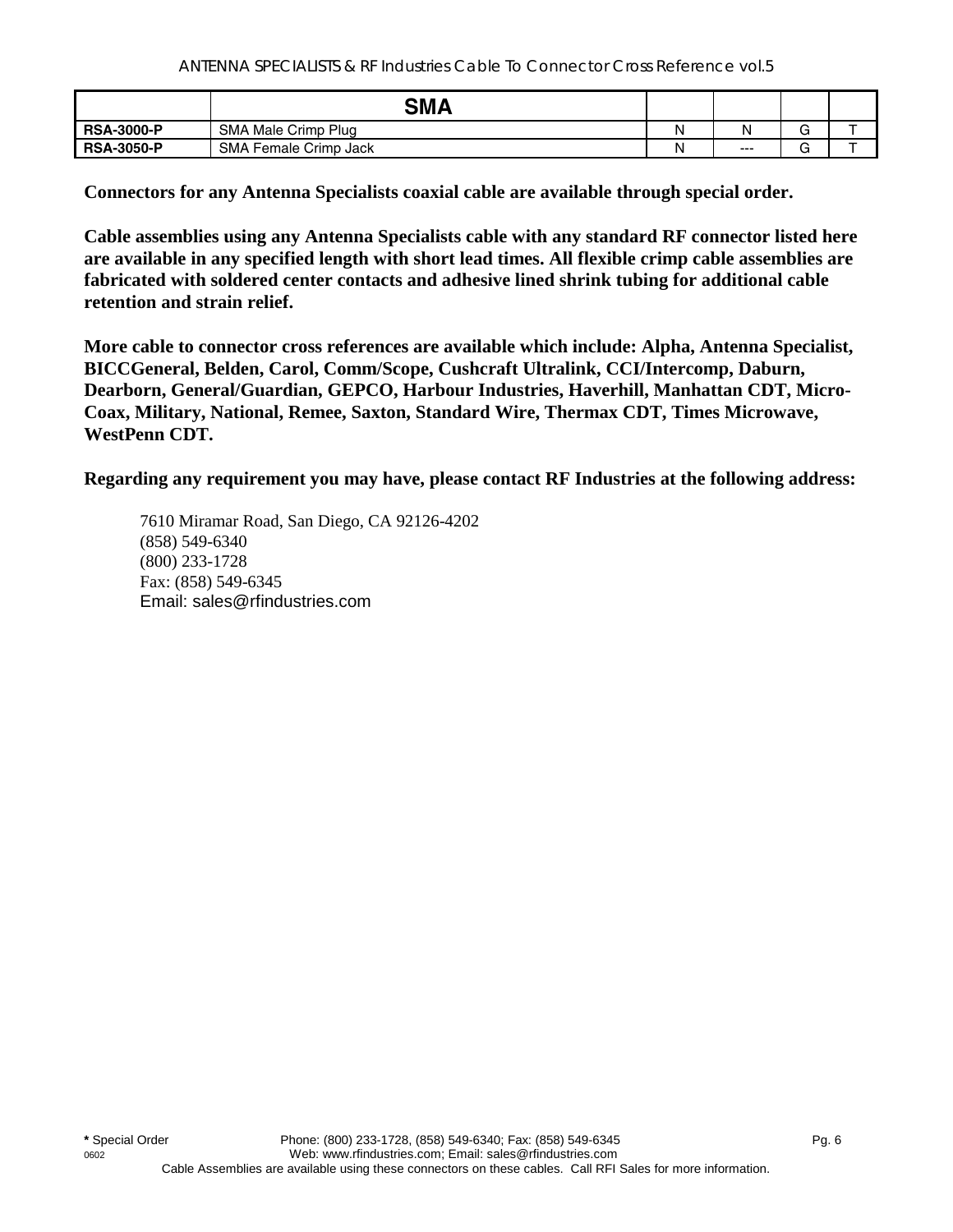| | SMA | | | | |
|---|---|---|---|---|---|
| **RSA-3000-P** | SMA Male Crimp Plug | N | N | G | T |
| **RSA-3050-P** | SMA Female Crimp Jack | N | --- | G | T |

**Connectors for any Antenna Specialists coaxial cable are available through special order.**

**Cable assemblies using any Antenna Specialists cable with any standard RF connector listed here are available in any specified length with short lead times. All flexible crimp cable assemblies are fabricated with soldered center contacts and adhesive lined shrink tubing for additional cable retention and strain relief.**

**More cable to connector cross references are available which include: Alpha, Antenna Specialist, BICCGeneral, Belden, Carol, Comm/Scope, Cushcraft Ultralink, CCI/Intercomp, Daburn, Dearborn, General/Guardian, GEPCO, Harbour Industries, Haverhill, Manhattan CDT, Micro-Coax, Military, National, Remee, Saxton, Standard Wire, Thermax CDT, Times Microwave, WestPenn CDT.**

**Regarding any requirement you may have, please contact RF Industries at the following address:**

7610 Miramar Road, San Diego, CA 92126-4202
(858) 549-6340
(800) 233-1728
Fax: (858) 549-6345
Email: sales@rfindustries.com

**\*** Special Order

Cable Assemblies are available using these connectors on these cables. Call RFI Sales for more information.